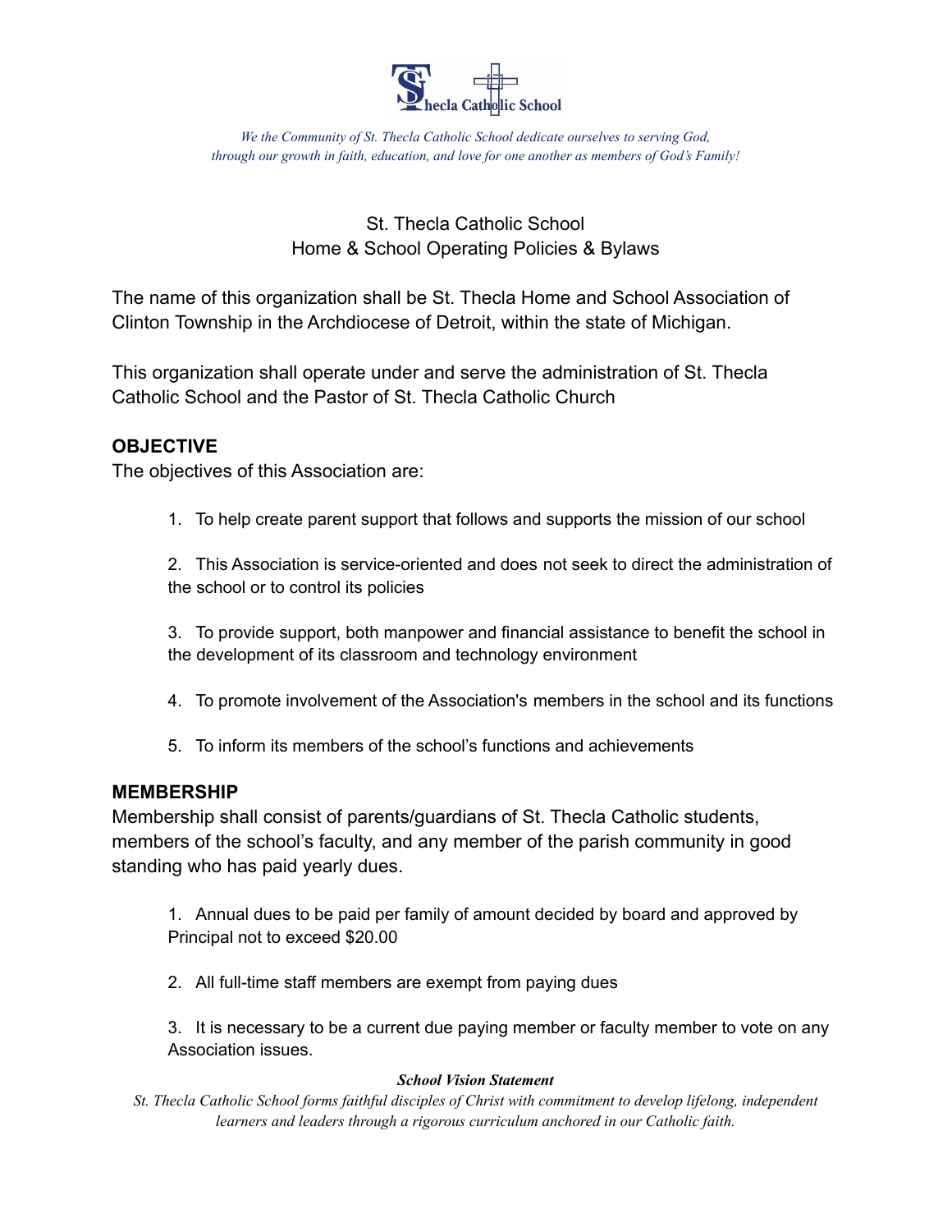*We the Community of St. Thecla Catholic School dedicate ourselves to serving God, through our growth in faith, education, and love for one another as members of God's Family!*

# St. Thecla Catholic School
## Home & School Operating Policies & Bylaws

The name of this organization shall be St. Thecla Home and School Association of Clinton Township in the Archdiocese of Detroit, within the state of Michigan.

This organization shall operate under and serve the administration of St. Thecla Catholic School and the Pastor of St. Thecla Catholic Church

### OBJECTIVE

The objectives of this Association are:

1. To help create parent support that follows and supports the mission of our school

2. This Association is service-oriented and does not seek to direct the administration of the school or to control its policies

3. To provide support, both manpower and financial assistance to benefit the school in the development of its classroom and technology environment

4. To promote involvement of the Association's members in the school and its functions

5. To inform its members of the school's functions and achievements

### MEMBERSHIP

Membership shall consist of parents/guardians of St. Thecla Catholic students, members of the school's faculty, and any member of the parish community in good standing who has paid yearly dues.

1. Annual dues to be paid per family of amount decided by board and approved by Principal not to exceed $20.00

2. All full-time staff members are exempt from paying dues

3. It is necessary to be a current due paying member or faculty member to vote on any Association issues.

***School Vision Statement***

*St. Thecla Catholic School forms faithful disciples of Christ with commitment to develop lifelong, independent learners and leaders through a rigorous curriculum anchored in our Catholic faith.*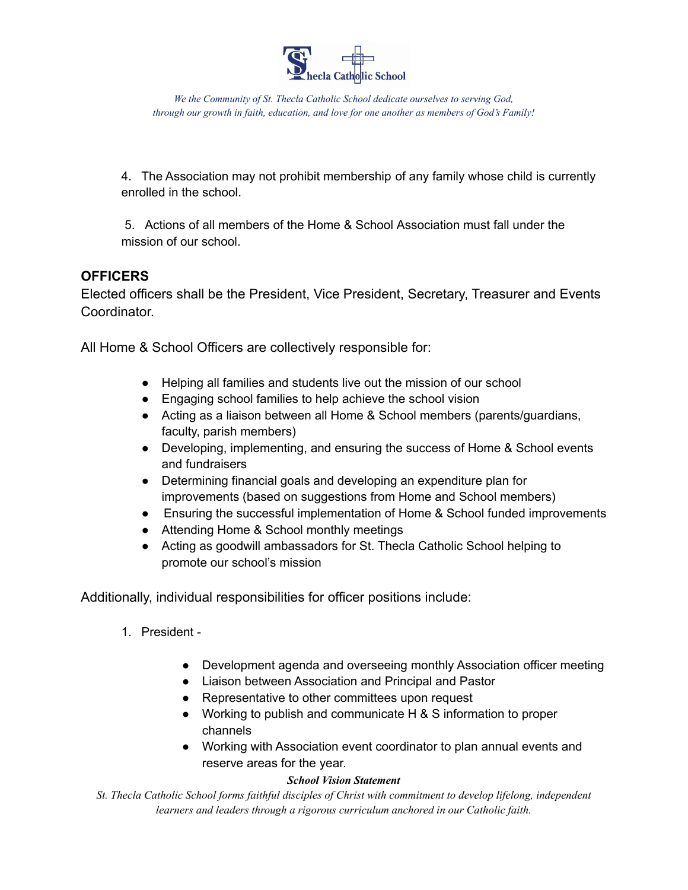4. The Association may not prohibit membership of any family whose child is currently enrolled in the school.

5. Actions of all members of the Home & School Association must fall under the mission of our school.

## OFFICERS

Elected officers shall be the President, Vice President, Secretary, Treasurer and Events Coordinator.

All Home & School Officers are collectively responsible for:

- Helping all families and students live out the mission of our school
- Engaging school families to help achieve the school vision
- Acting as a liaison between all Home & School members (parents/guardians, faculty, parish members)
- Developing, implementing, and ensuring the success of Home & School events and fundraisers
- Determining financial goals and developing an expenditure plan for improvements (based on suggestions from Home and School members)
- Ensuring the successful implementation of Home & School funded improvements
- Attending Home & School monthly meetings
- Acting as goodwill ambassadors for St. Thecla Catholic School helping to promote our school's mission

Additionally, individual responsibilities for officer positions include:

1. President -
    - Development agenda and overseeing monthly Association officer meeting
    - Liaison between Association and Principal and Pastor
    - Representative to other committees upon request
    - Working to publish and communicate H & S information to proper channels
    - Working with Association event coordinator to plan annual events and reserve areas for the year.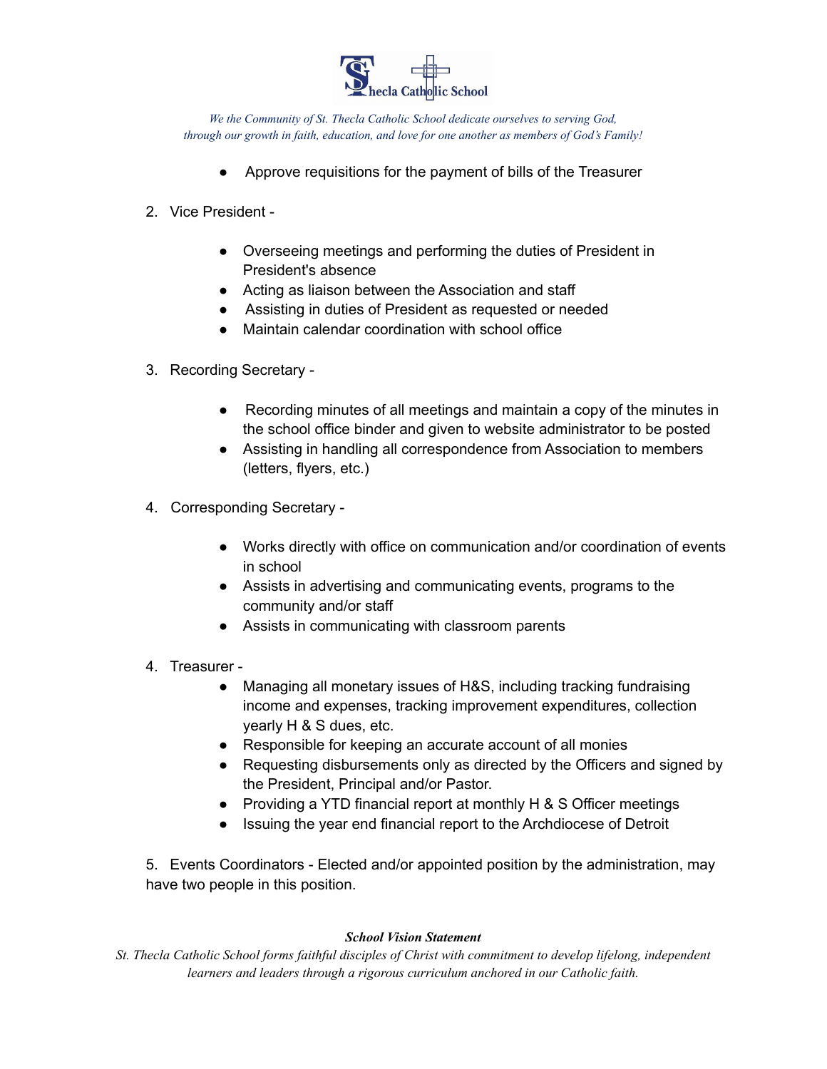- Approve requisitions for the payment of bills of the Treasurer

2. Vice President -

    - Overseeing meetings and performing the duties of President in President's absence
    - Acting as liaison between the Association and staff
    - Assisting in duties of President as requested or needed
    - Maintain calendar coordination with school office

3. Recording Secretary -

    - Recording minutes of all meetings and maintain a copy of the minutes in the school office binder and given to website administrator to be posted
    - Assisting in handling all correspondence from Association to members (letters, flyers, etc.)

4. Corresponding Secretary -

    - Works directly with office on communication and/or coordination of events in school
    - Assists in advertising and communicating events, programs to the community and/or staff
    - Assists in communicating with classroom parents

4. Treasurer -
    - Managing all monetary issues of H&S, including tracking fundraising income and expenses, tracking improvement expenditures, collection yearly H & S dues, etc.
    - Responsible for keeping an accurate account of all monies
    - Requesting disbursements only as directed by the Officers and signed by the President, Principal and/or Pastor.
    - Providing a YTD financial report at monthly H & S Officer meetings
    - Issuing the year end financial report to the Archdiocese of Detroit

5. Events Coordinators - Elected and/or appointed position by the administration, may have two people in this position.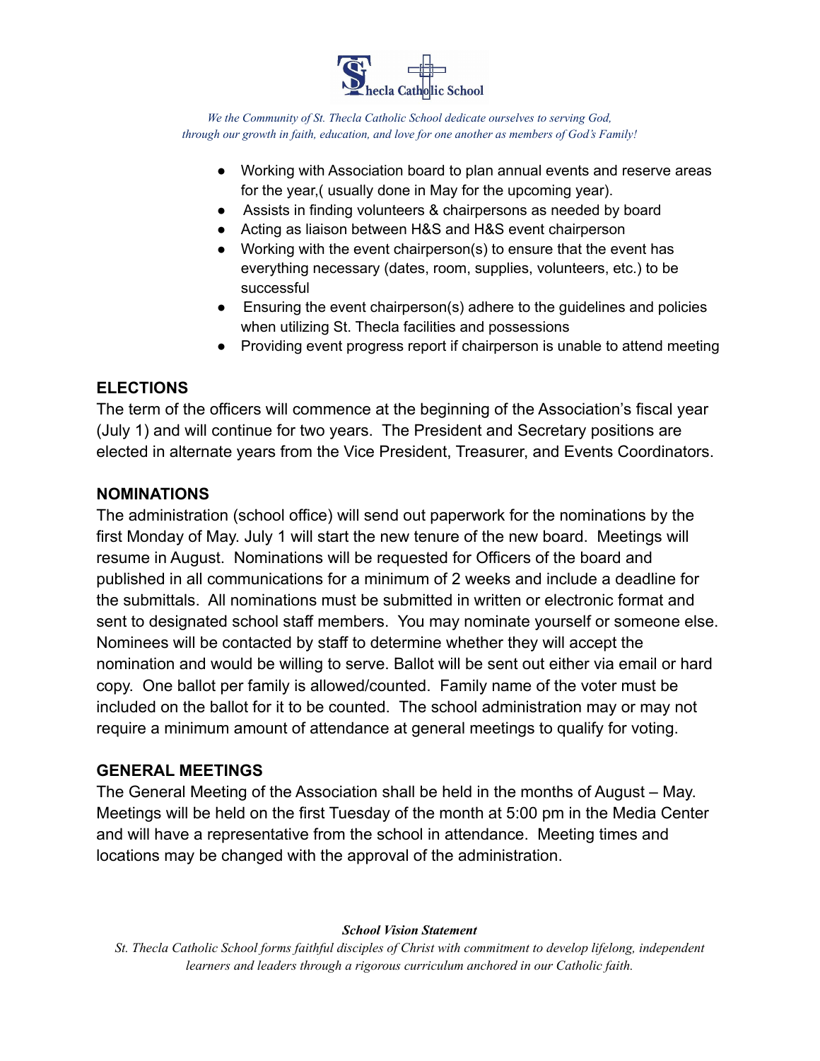- Working with Association board to plan annual events and reserve areas for the year,( usually done in May for the upcoming year).
- Assists in finding volunteers & chairpersons as needed by board
- Acting as liaison between H&S and H&S event chairperson
- Working with the event chairperson(s) to ensure that the event has everything necessary (dates, room, supplies, volunteers, etc.) to be successful
- Ensuring the event chairperson(s) adhere to the guidelines and policies when utilizing St. Thecla facilities and possessions
- Providing event progress report if chairperson is unable to attend meeting

## ELECTIONS

The term of the officers will commence at the beginning of the Association's fiscal year (July 1) and will continue for two years. The President and Secretary positions are elected in alternate years from the Vice President, Treasurer, and Events Coordinators.

## NOMINATIONS

The administration (school office) will send out paperwork for the nominations by the first Monday of May. July 1 will start the new tenure of the new board. Meetings will resume in August. Nominations will be requested for Officers of the board and published in all communications for a minimum of 2 weeks and include a deadline for the submittals. All nominations must be submitted in written or electronic format and sent to designated school staff members. You may nominate yourself or someone else. Nominees will be contacted by staff to determine whether they will accept the nomination and would be willing to serve. Ballot will be sent out either via email or hard copy. One ballot per family is allowed/counted. Family name of the voter must be included on the ballot for it to be counted. The school administration may or may not require a minimum amount of attendance at general meetings to qualify for voting.

## GENERAL MEETINGS

The General Meeting of the Association shall be held in the months of August – May. Meetings will be held on the first Tuesday of the month at 5:00 pm in the Media Center and will have a representative from the school in attendance. Meeting times and locations may be changed with the approval of the administration.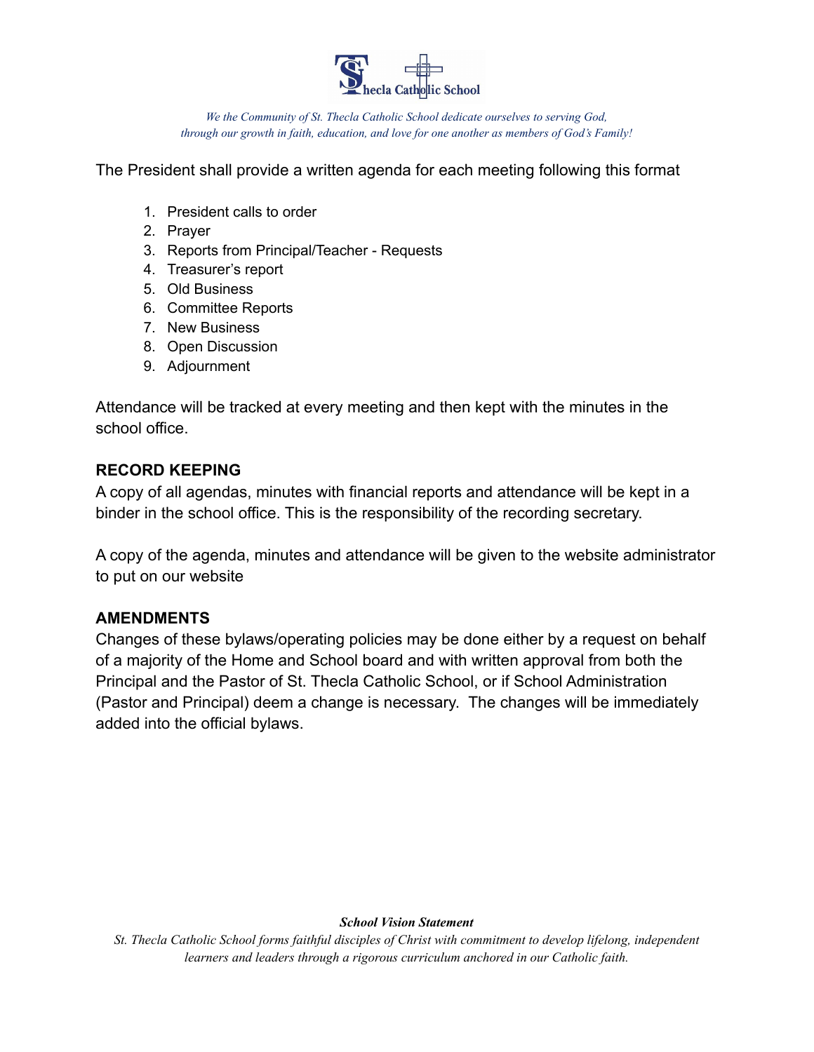The President shall provide a written agenda for each meeting following this format

1. President calls to order
2. Prayer
3. Reports from Principal/Teacher - Requests
4. Treasurer's report
5. Old Business
6. Committee Reports
7. New Business
8. Open Discussion
9. Adjournment

Attendance will be tracked at every meeting and then kept with the minutes in the school office.

**RECORD KEEPING**

A copy of all agendas, minutes with financial reports and attendance will be kept in a binder in the school office. This is the responsibility of the recording secretary.

A copy of the agenda, minutes and attendance will be given to the website administrator to put on our website

**AMENDMENTS**

Changes of these bylaws/operating policies may be done either by a request on behalf of a majority of the Home and School board and with written approval from both the Principal and the Pastor of St. Thecla Catholic School, or if School Administration (Pastor and Principal) deem a change is necessary. The changes will be immediately added into the official bylaws.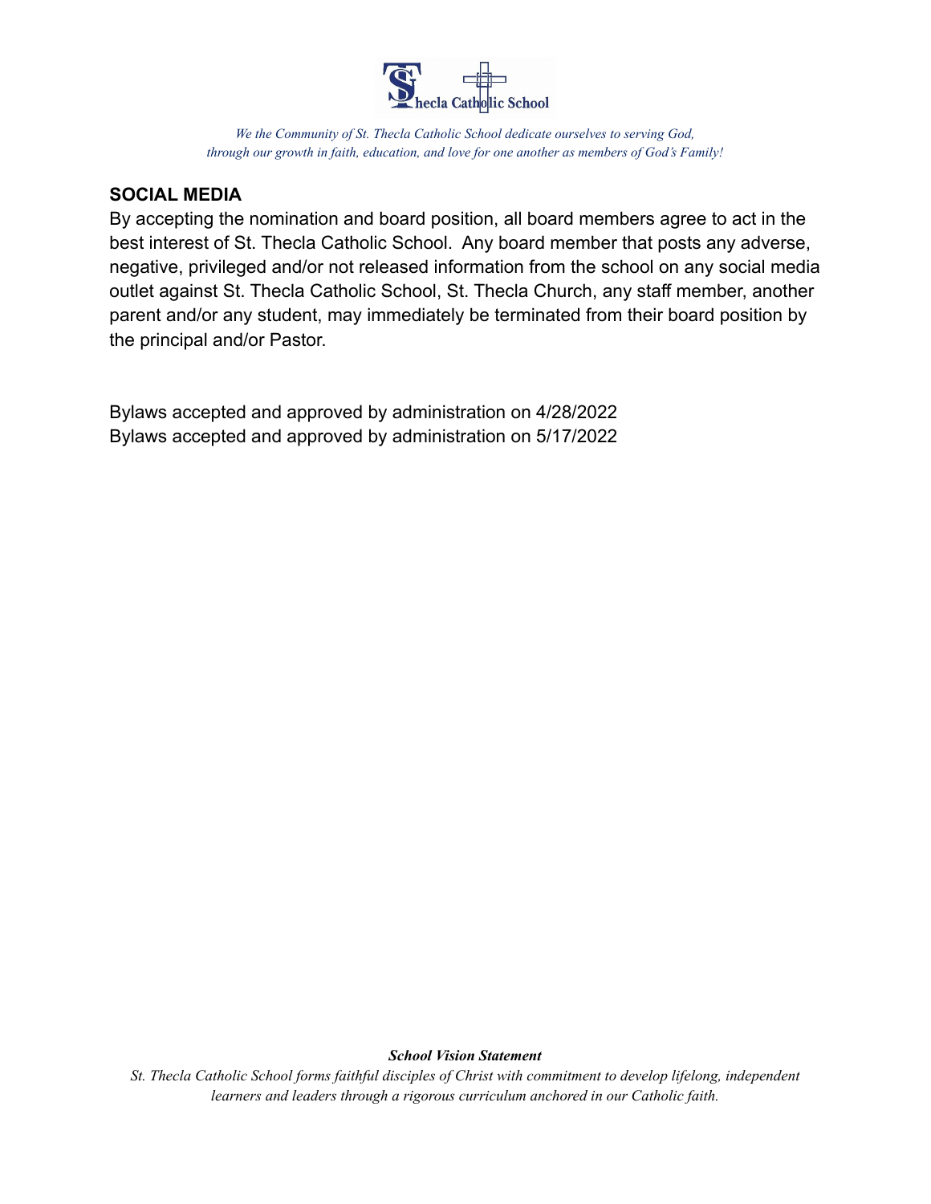## SOCIAL MEDIA

By accepting the nomination and board position, all board members agree to act in the best interest of St. Thecla Catholic School. Any board member that posts any adverse, negative, privileged and/or not released information from the school on any social media outlet against St. Thecla Catholic School, St. Thecla Church, any staff member, another parent and/or any student, may immediately be terminated from their board position by the principal and/or Pastor.

Bylaws accepted and approved by administration on 4/28/2022
Bylaws accepted and approved by administration on 5/17/2022